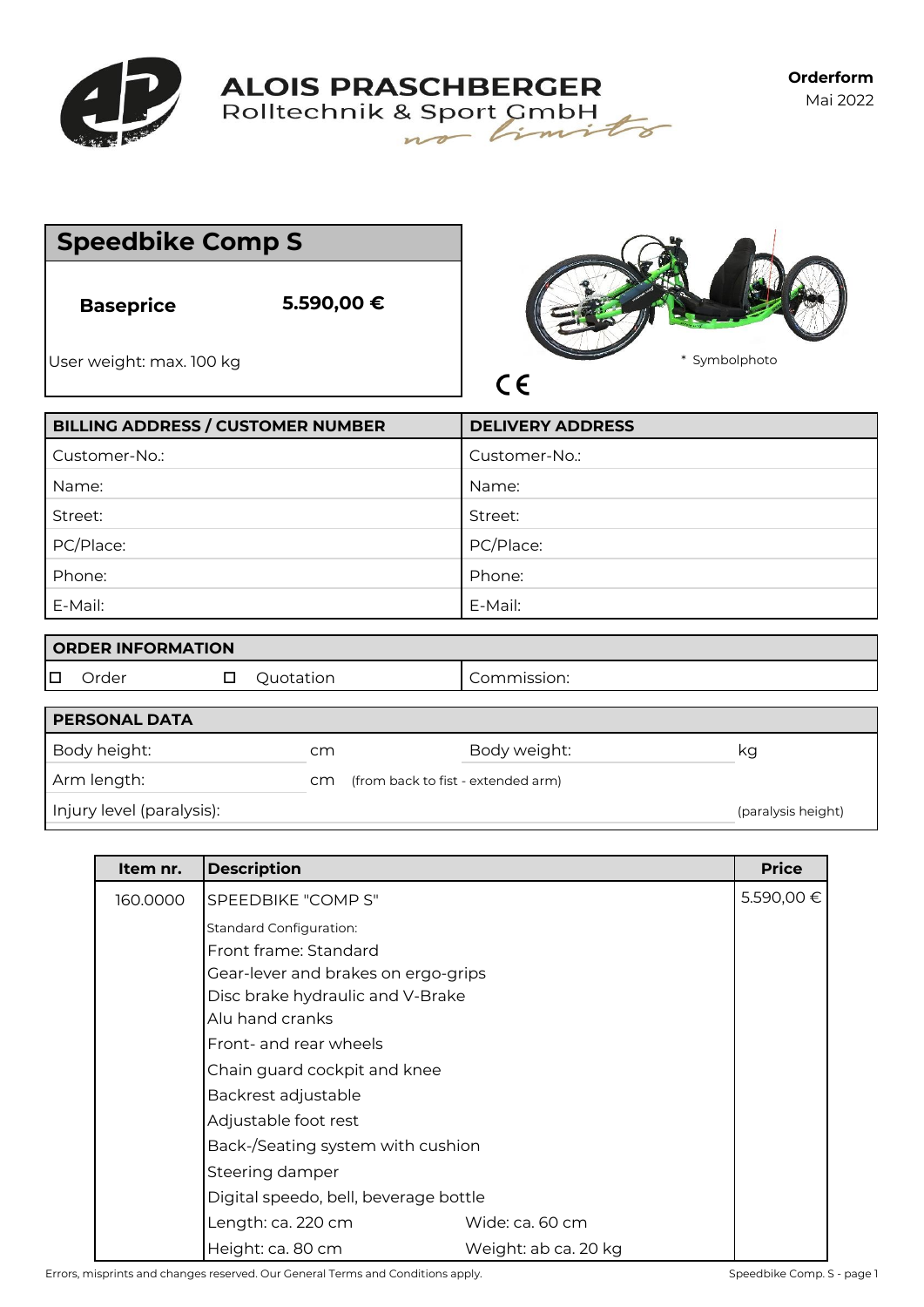**ALOIS PRASCHBERGER**
Rolltechnik & Sport GmbH
*no limits*

**Orderform**
Mai 2022

## Speedbike Comp S

**Baseprice** **5.590,00 €**

User weight: max. 100 kg

* Symbolphoto

CE

| BILLING ADDRESS / CUSTOMER NUMBER | DELIVERY ADDRESS |
|---|---|
| Customer-No.: | Customer-No.: |
| Name: | Name: |
| Street: | Street: |
| PC/Place: | PC/Place: |
| Phone: | Phone: |
| E-Mail: | E-Mail: |

| ORDER INFORMATION | | |
|---|---|---|
| ☐ Order | ☐ Quotation | Commission: |

| PERSONAL DATA | | | |
|---|---|---|---|
| Body height: | cm | Body weight: | kg |
| Arm length: | cm (from back to fist - extended arm) | | |
| Injury level (paralysis): | | | (paralysis height) |

| Item nr. | Description | | Price |
|---|---|---|---|
| 160.0000 | SPEEDBIKE "COMP S" | | 5.590,00 € |
| | Standard Configuration: | | |
| | Front frame: Standard | | |
| | Gear-lever and brakes on ergo-grips | | |
| | Disc brake hydraulic and V-Brake | | |
| | Alu hand cranks | | |
| | Front- and rear wheels | | |
| | Chain guard cockpit and knee | | |
| | Backrest adjustable | | |
| | Adjustable foot rest | | |
| | Back-/Seating system with cushion | | |
| | Steering damper | | |
| | Digital speedo, bell, beverage bottle | | |
| | Length: ca. 220 cm | Wide: ca. 60 cm | |
| | Height: ca. 80 cm | Weight: ab ca. 20 kg | |

Errors, misprints and changes reserved. Our General Terms and Conditions apply.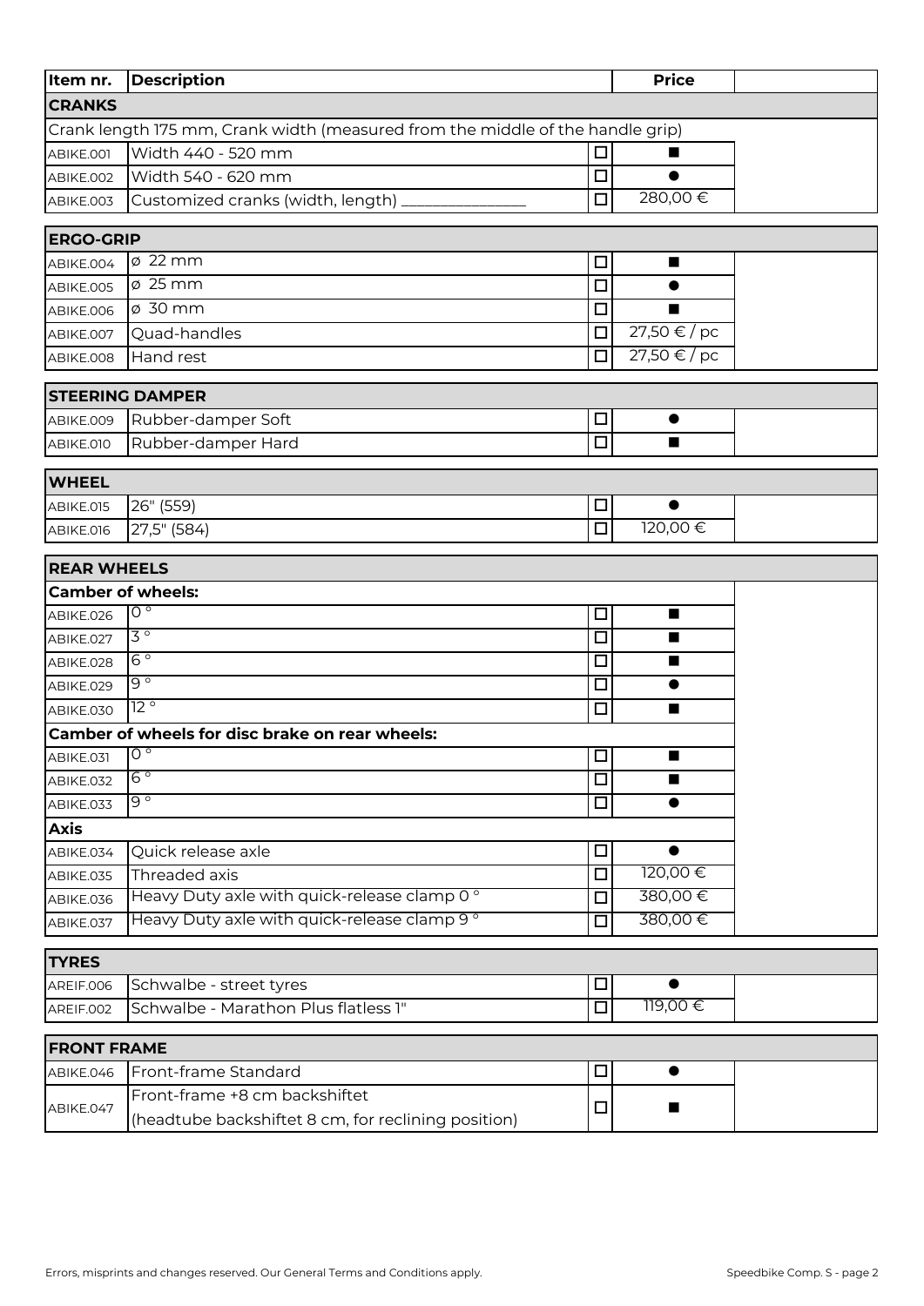| Item nr. | Description | | Price | |
|---|---|---|---|---|
| **CRANKS** | | | | |
| Crank length 175 mm, Crank width (measured from the middle of the handle grip) | | | | |
| ABIKE.001 | Width 440 - 520 mm | ☐ | ■ | |
| ABIKE.002 | Width 540 - 620 mm | ☐ | ● | |
| ABIKE.003 | Customized cranks (width, length) _______________ | ☐ | 280,00 € | |

| | | | | |
|---|---|---|---|---|
| **ERGO-GRIP** | | | | |
| ABIKE.004 | ø 22 mm | ☐ | ■ | |
| ABIKE.005 | ø 25 mm | ☐ | ● | |
| ABIKE.006 | ø 30 mm | ☐ | ■ | |
| ABIKE.007 | Quad-handles | ☐ | 27,50 € / pc | |
| ABIKE.008 | Hand rest | ☐ | 27,50 € / pc | |

| | | | | |
|---|---|---|---|---|
| **STEERING DAMPER** | | | | |
| ABIKE.009 | Rubber-damper Soft | ☐ | ● | |
| ABIKE.010 | Rubber-damper Hard | ☐ | ■ | |

| | | | | |
|---|---|---|---|---|
| **WHEEL** | | | | |
| ABIKE.015 | 26" (559) | ☐ | ● | |
| ABIKE.016 | 27,5" (584) | ☐ | 120,00 € | |

| | | | | |
|---|---|---|---|---|
| **REAR WHEELS** | | | | |
| **Camber of wheels:** | | | | |
| ABIKE.026 | 0 ° | ☐ | ■ | |
| ABIKE.027 | 3 ° | ☐ | ■ | |
| ABIKE.028 | 6 ° | ☐ | ■ | |
| ABIKE.029 | 9 ° | ☐ | ● | |
| ABIKE.030 | 12 ° | ☐ | ■ | |
| **Camber of wheels for disc brake on rear wheels:** | | | | |
| ABIKE.031 | 0 ° | ☐ | ■ | |
| ABIKE.032 | 6 ° | ☐ | ■ | |
| ABIKE.033 | 9 ° | ☐ | ● | |
| **Axis** | | | | |
| ABIKE.034 | Quick release axle | ☐ | ● | |
| ABIKE.035 | Threaded axis | ☐ | 120,00 € | |
| ABIKE.036 | Heavy Duty axle with quick-release clamp 0 ° | ☐ | 380,00 € | |
| ABIKE.037 | Heavy Duty axle with quick-release clamp 9 ° | ☐ | 380,00 € | |

| | | | | |
|---|---|---|---|---|
| **TYRES** | | | | |
| AREIF.006 | Schwalbe - street tyres | ☐ | ● | |
| AREIF.002 | Schwalbe - Marathon Plus flatless 1" | ☐ | 119,00 € | |

| | | | | |
|---|---|---|---|---|
| **FRONT FRAME** | | | | |
| ABIKE.046 | Front-frame Standard | ☐ | ● | |
| ABIKE.047 | Front-frame +8 cm backshiftet (headtube backshiftet 8 cm, for reclining position) | ☐ | ■ | |

Errors, misprints and changes reserved. Our General Terms and Conditions apply.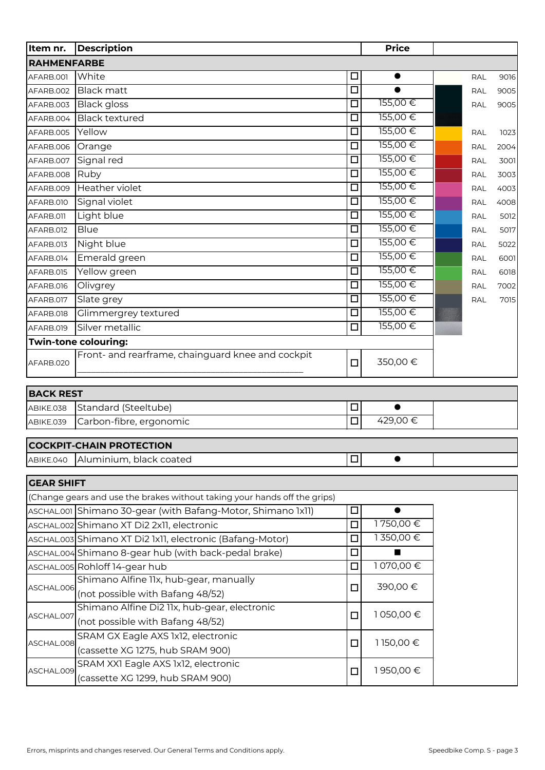| Item nr. | Description | | Price | | | |
|---|---|---|---|---|---|---|
| **RAHMENFARBE** | | | | | | |
| AFARB.001 | White | ☐ | ● | | RAL | 9016 |
| AFARB.002 | Black matt | ☐ | ● | | RAL | 9005 |
| AFARB.003 | Black gloss | ☐ | 155,00 € | | RAL | 9005 |
| AFARB.004 | Black textured | ☐ | 155,00 € | | | |
| AFARB.005 | Yellow | ☐ | 155,00 € | | RAL | 1023 |
| AFARB.006 | Orange | ☐ | 155,00 € | | RAL | 2004 |
| AFARB.007 | Signal red | ☐ | 155,00 € | | RAL | 3001 |
| AFARB.008 | Ruby | ☐ | 155,00 € | | RAL | 3003 |
| AFARB.009 | Heather violet | ☐ | 155,00 € | | RAL | 4003 |
| AFARB.010 | Signal violet | ☐ | 155,00 € | | RAL | 4008 |
| AFARB.011 | Light blue | ☐ | 155,00 € | | RAL | 5012 |
| AFARB.012 | Blue | ☐ | 155,00 € | | RAL | 5017 |
| AFARB.013 | Night blue | ☐ | 155,00 € | | RAL | 5022 |
| AFARB.014 | Emerald green | ☐ | 155,00 € | | RAL | 6001 |
| AFARB.015 | Yellow green | ☐ | 155,00 € | | RAL | 6018 |
| AFARB.016 | Olivgrey | ☐ | 155,00 € | | RAL | 7002 |
| AFARB.017 | Slate grey | ☐ | 155,00 € | | RAL | 7015 |
| AFARB.018 | Glimmergrey textured | ☐ | 155,00 € | | | |
| AFARB.019 | Silver metallic | ☐ | 155,00 € | | | |
| **Twin-tone colouring:** | | | | | | |
| AFARB.020 | Front- and rearframe, chainguard knee and cockpit ______________________________ | ☐ | 350,00 € | | | |

| **BACK REST** | | | | |
|---|---|---|---|---|
| ABIKE.038 | Standard (Steeltube) | ☐ | ● | |
| ABIKE.039 | Carbon-fibre, ergonomic | ☐ | 429,00 € | |

| **COCKPIT-CHAIN PROTECTION** | | | | |
|---|---|---|---|---|
| ABIKE.040 | Aluminium, black coated | ☐ | ● | |

| **GEAR SHIFT** | | | | |
|---|---|---|---|---|
| (Change gears and use the brakes without taking your hands off the grips) | | | | |
| ASCHAL.001 | Shimano 30-gear (with Bafang-Motor, Shimano 1x11) | ☐ | ● | |
| ASCHAL.002 | Shimano XT Di2 2x11, electronic | ☐ | 1 750,00 € | |
| ASCHAL.003 | Shimano XT Di2 1x11, electronic (Bafang-Motor) | ☐ | 1 350,00 € | |
| ASCHAL.004 | Shimano 8-gear hub (with back-pedal brake) | ☐ | ■ | |
| ASCHAL.005 | Rohloff 14-gear hub | ☐ | 1 070,00 € | |
| ASCHAL.006 | Shimano Alfine 11x, hub-gear, manually (not possible with Bafang 48/52) | ☐ | 390,00 € | |
| ASCHAL.007 | Shimano Alfine Di2 11x, hub-gear, electronic (not possible with Bafang 48/52) | ☐ | 1 050,00 € | |
| ASCHAL.008 | SRAM GX Eagle AXS 1x12, electronic (cassette XG 1275, hub SRAM 900) | ☐ | 1 150,00 € | |
| ASCHAL.009 | SRAM XX1 Eagle AXS 1x12, electronic (cassette XG 1299, hub SRAM 900) | ☐ | 1 950,00 € | |

Errors, misprints and changes reserved. Our General Terms and Conditions apply.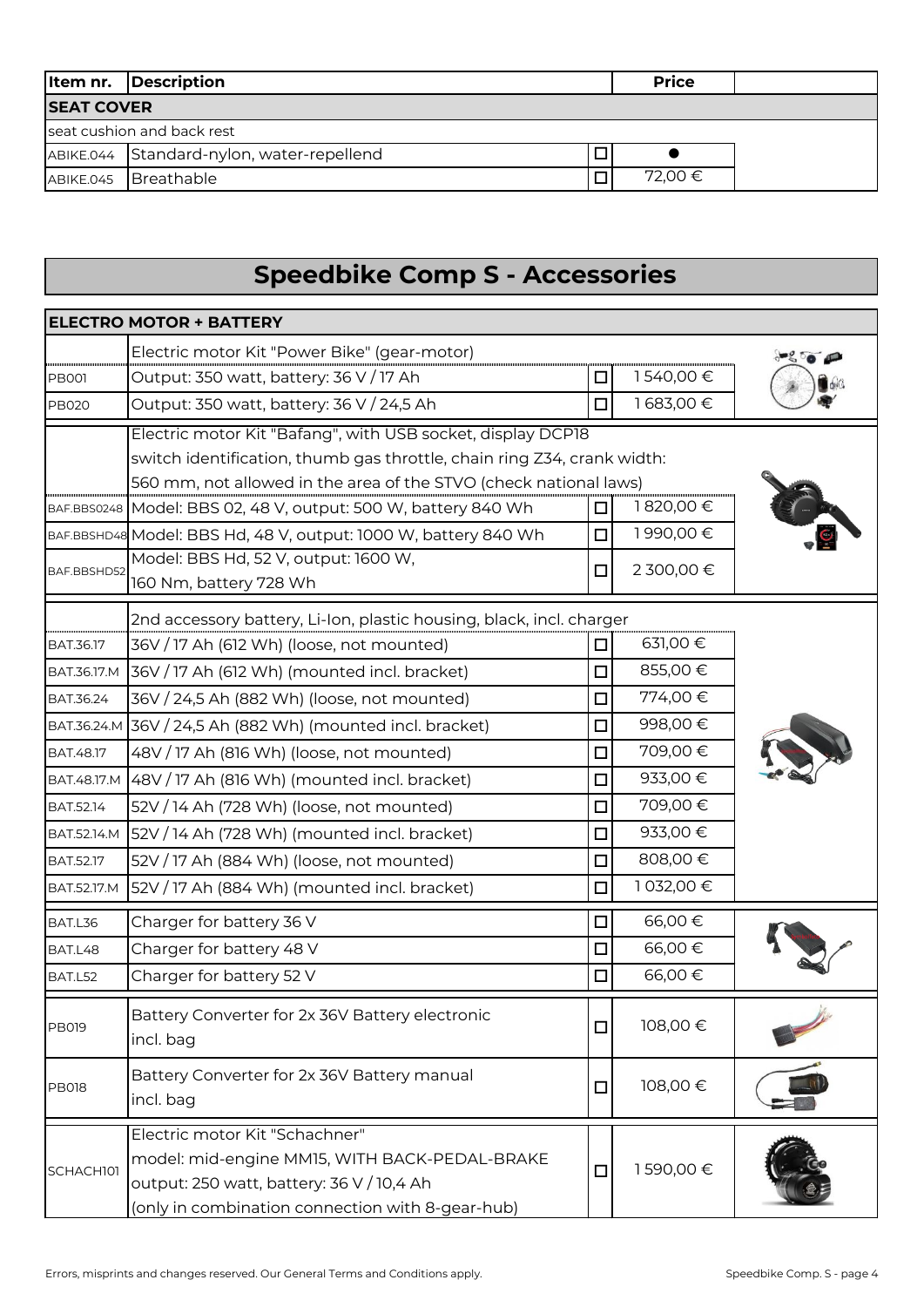| Item nr. | Description | | Price | |
|---|---|---|---|---|
| **SEAT COVER** | | | | |
| seat cushion and back rest | | | | |
| ABIKE.044 | Standard-nylon, water-repellend | ☐ | ● | |
| ABIKE.045 | Breathable | ☐ | 72,00 € | |

# Speedbike Comp S - Accessories

| | | | | |
|---|---|---|---|---|
| **ELECTRO MOTOR + BATTERY** | | | | |
| | Electric motor Kit "Power Bike" (gear-motor) | | | |
| PB001 | Output: 350 watt, battery: 36 V / 17 Ah | ☐ | 1 540,00 € | |
| PB020 | Output: 350 watt, battery: 36 V / 24,5 Ah | ☐ | 1 683,00 € | |
| | Electric motor Kit "Bafang", with USB socket, display DCP18 switch identification, thumb gas throttle, chain ring Z34, crank width: 560 mm, not allowed in the area of the STVO (check national laws) | | | |
| BAF.BBS0248 | Model: BBS 02, 48 V, output: 500 W, battery 840 Wh | ☐ | 1 820,00 € | |
| BAF.BBSHD48 | Model: BBS Hd, 48 V, output: 1000 W, battery 840 Wh | ☐ | 1 990,00 € | |
| BAF.BBSHD52 | Model: BBS Hd, 52 V, output: 1600 W, 160 Nm, battery 728 Wh | ☐ | 2 300,00 € | |
| | 2nd accessory battery, Li-Ion, plastic housing, black, incl. charger | | | |
| BAT.36.17 | 36V / 17 Ah (612 Wh) (loose, not mounted) | ☐ | 631,00 € | |
| BAT.36.17.M | 36V / 17 Ah (612 Wh) (mounted incl. bracket) | ☐ | 855,00 € | |
| BAT.36.24 | 36V / 24,5 Ah (882 Wh) (loose, not mounted) | ☐ | 774,00 € | |
| BAT.36.24.M | 36V / 24,5 Ah (882 Wh) (mounted incl. bracket) | ☐ | 998,00 € | |
| BAT.48.17 | 48V / 17 Ah (816 Wh) (loose, not mounted) | ☐ | 709,00 € | |
| BAT.48.17.M | 48V / 17 Ah (816 Wh) (mounted incl. bracket) | ☐ | 933,00 € | |
| BAT.52.14 | 52V / 14 Ah (728 Wh) (loose, not mounted) | ☐ | 709,00 € | |
| BAT.52.14.M | 52V / 14 Ah (728 Wh) (mounted incl. bracket) | ☐ | 933,00 € | |
| BAT.52.17 | 52V / 17 Ah (884 Wh) (loose, not mounted) | ☐ | 808,00 € | |
| BAT.52.17.M | 52V / 17 Ah (884 Wh) (mounted incl. bracket) | ☐ | 1 032,00 € | |
| BAT.L36 | Charger for battery 36 V | ☐ | 66,00 € | |
| BAT.L48 | Charger for battery 48 V | ☐ | 66,00 € | |
| BAT.L52 | Charger for battery 52 V | ☐ | 66,00 € | |
| PB019 | Battery Converter for 2x 36V Battery electronic incl. bag | ☐ | 108,00 € | |
| PB018 | Battery Converter for 2x 36V Battery manual incl. bag | ☐ | 108,00 € | |
| SCHACH101 | Electric motor Kit "Schachner" model: mid-engine MM15, WITH BACK-PEDAL-BRAKE output: 250 watt, battery: 36 V / 10,4 Ah (only in combination connection with 8-gear-hub) | ☐ | 1 590,00 € | |

Errors, misprints and changes reserved. Our General Terms and Conditions apply.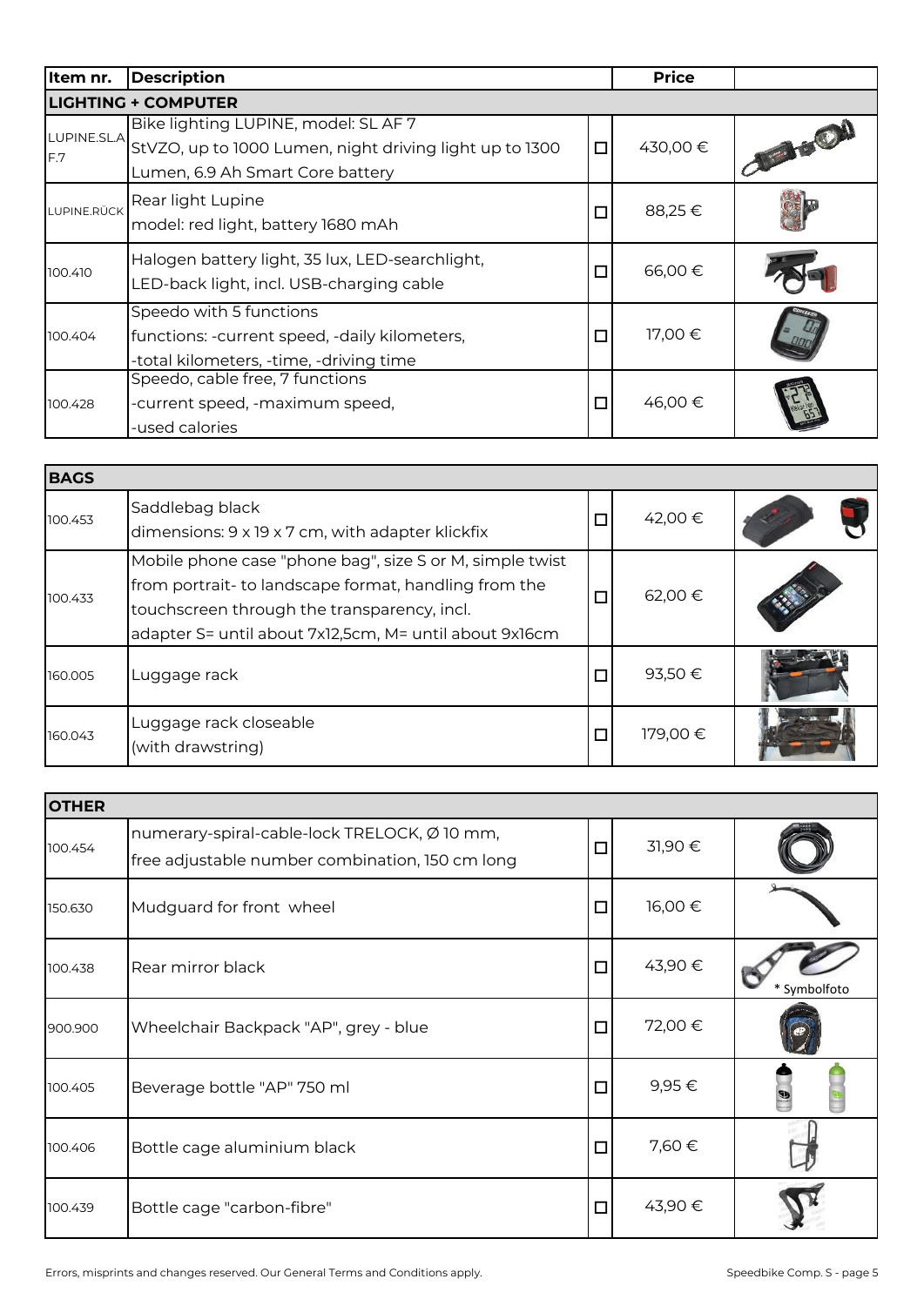| Item nr. | Description | | Price | |
|---|---|---|---|---|
| **LIGHTING + COMPUTER** | | | | |
| LUPINE.SL.AF.7 | Bike lighting LUPINE, model: SL AF 7<br>StVZO, up to 1000 Lumen, night driving light up to 1300 Lumen, 6.9 Ah Smart Core battery | ☐ | 430,00 € | |
| LUPINE.RÜCK | Rear light Lupine<br>model: red light, battery 1680 mAh | ☐ | 88,25 € | |
| 100.410 | Halogen battery light, 35 lux, LED-searchlight,<br>LED-back light, incl. USB-charging cable | ☐ | 66,00 € | |
| 100.404 | Speedo with 5 functions<br>functions: -current speed, -daily kilometers,<br>-total kilometers, -time, -driving time | ☐ | 17,00 € | |
| 100.428 | Speedo, cable free, 7 functions<br>-current speed, -maximum speed,<br>-used calories | ☐ | 46,00 € | |

| **BAGS** | | | | |
|---|---|---|---|---|
| 100.453 | Saddlebag black<br>dimensions: 9 x 19 x 7 cm, with adapter klickfix | ☐ | 42,00 € | |
| 100.433 | Mobile phone case "phone bag", size S or M, simple twist from portrait- to landscape format, handling from the touchscreen through the transparency, incl.<br>adapter S= until about 7x12,5cm, M= until about 9x16cm | ☐ | 62,00 € | |
| 160.005 | Luggage rack | ☐ | 93,50 € | |
| 160.043 | Luggage rack closeable<br>(with drawstring) | ☐ | 179,00 € | |

| **OTHER** | | | | |
|---|---|---|---|---|
| 100.454 | numerary-spiral-cable-lock TRELOCK, Ø 10 mm,<br>free adjustable number combination, 150 cm long | ☐ | 31,90 € | |
| 150.630 | Mudguard for front wheel | ☐ | 16,00 € | |
| 100.438 | Rear mirror black | ☐ | 43,90 € | * Symbolfoto |
| 900.900 | Wheelchair Backpack "AP", grey - blue | ☐ | 72,00 € | |
| 100.405 | Beverage bottle "AP" 750 ml | ☐ | 9,95 € | |
| 100.406 | Bottle cage aluminium black | ☐ | 7,60 € | |
| 100.439 | Bottle cage "carbon-fibre" | ☐ | 43,90 € | |

Errors, misprints and changes reserved. Our General Terms and Conditions apply.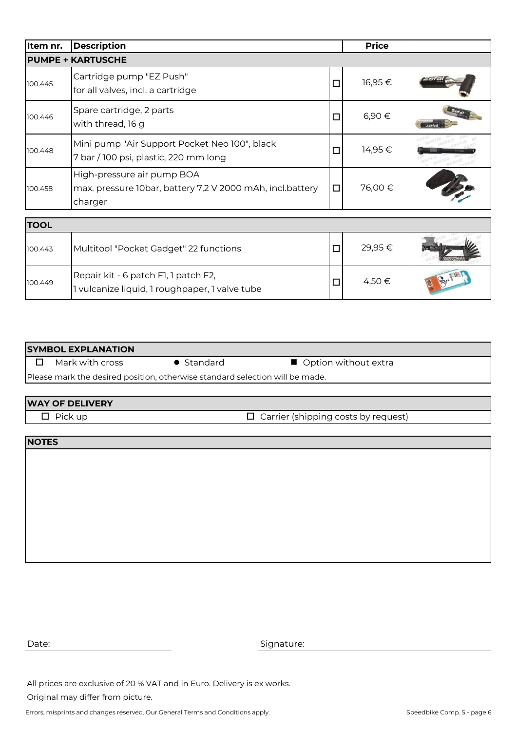| Item nr. | Description | | Price | |
|---|---|---|---|---|
| **PUMPE + KARTUSCHE** | | | | |
| 100.445 | Cartridge pump "EZ Push"<br>for all valves, incl. a cartridge | ☐ | 16,95 € | |
| 100.446 | Spare cartridge, 2 parts<br>with thread, 16 g | ☐ | 6,90 € | |
| 100.448 | Mini pump "Air Support Pocket Neo 100", black<br>7 bar / 100 psi, plastic, 220 mm long | ☐ | 14,95 € | |
| 100.458 | High-pressure air pump BOA<br>max. pressure 10bar, battery 7,2 V 2000 mAh, incl.battery charger | ☐ | 76,00 € | |
| **TOOL** | | | | |
| 100.443 | Multitool "Pocket Gadget" 22 functions | ☐ | 29,95 € | |
| 100.449 | Repair kit - 6 patch F1, 1 patch F2,<br>1 vulcanize liquid, 1 roughpaper, 1 valve tube | ☐ | 4,50 € | |

| SYMBOL EXPLANATION | | |
|---|---|---|
| ☐ Mark with cross | ● Standard | ■ Option without extra |

Please mark the desired position, otherwise standard selection will be made.

| WAY OF DELIVERY | |
|---|---|
| ☐ Pick up | ☐ Carrier (shipping costs by request) |

**NOTES**

Date:

Signature:

All prices are exclusive of 20 % VAT and in Euro. Delivery is ex works.

Original may differ from picture.

Errors, misprints and changes reserved. Our General Terms and Conditions apply.